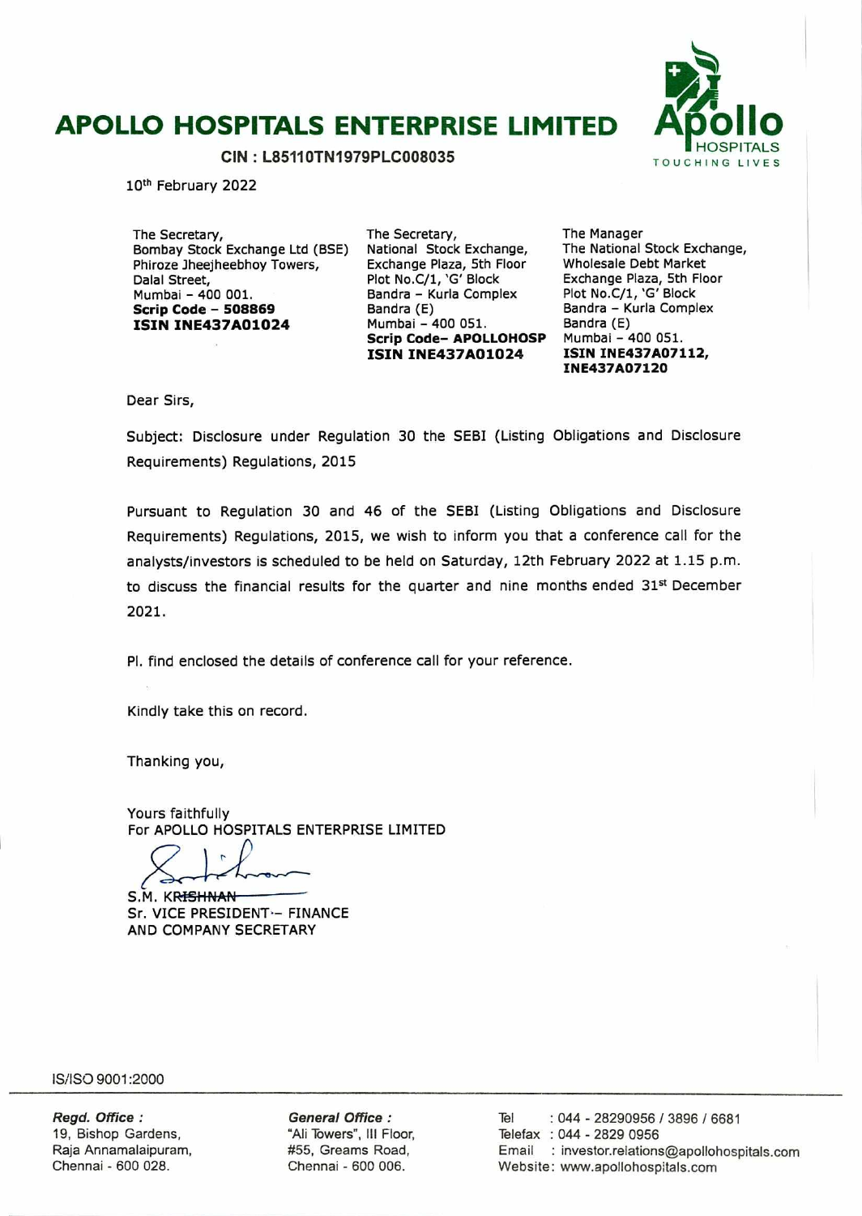// This is a letterhead. Should I include the letterhead? Yes, it's content on page 1.

# APOLLO HOSPITALS ENTERPRISE LIMITED

**CIN : L85110TN1979PLC008035**

10th February 2022

The Secretary,
Bombay Stock Exchange Ltd (BSE)
Phiroze Jheejheebhoy Towers,
Dalal Street,
Mumbai – 400 001.
**Scrip Code – 508869**
**ISIN INE437A01024**

The Secretary,
National Stock Exchange,
Exchange Plaza, 5th Floor
Plot No.C/1, 'G' Block
Bandra – Kurla Complex
Bandra (E)
Mumbai – 400 051.
**Scrip Code– APOLLOHOSP**
**ISIN INE437A01024**

The Manager
The National Stock Exchange,
Wholesale Debt Market
Exchange Plaza, 5th Floor
Plot No.C/1, 'G' Block
Bandra – Kurla Complex
Bandra (E)
Mumbai – 400 051.
**ISIN INE437A07112,**
**INE437A07120**

Dear Sirs,

Subject: Disclosure under Regulation 30 the SEBI (Listing Obligations and Disclosure Requirements) Regulations, 2015

Pursuant to Regulation 30 and 46 of the SEBI (Listing Obligations and Disclosure Requirements) Regulations, 2015, we wish to inform you that a conference call for the analysts/investors is scheduled to be held on Saturday, 12th February 2022 at 1.15 p.m. to discuss the financial results for the quarter and nine months ended 31st December 2021.

Pl. find enclosed the details of conference call for your reference.

Kindly take this on record.

Thanking you,

Yours faithfully
For APOLLO HOSPITALS ENTERPRISE LIMITED

S.M. KRISHNAN
Sr. VICE PRESIDENT – FINANCE
AND COMPANY SECRETARY

IS/ISO 9001:2000

*Regd. Office :*
19, Bishop Gardens,
Raja Annamalaipuram,
Chennai - 600 028.

*General Office :*
"Ali Towers", III Floor,
#55, Greams Road,
Chennai - 600 006.

Tel : 044 - 28290956 / 3896 / 6681
Telefax : 044 - 2829 0956
Email : investor.relations@apollohospitals.com
Website: www.apollohospitals.com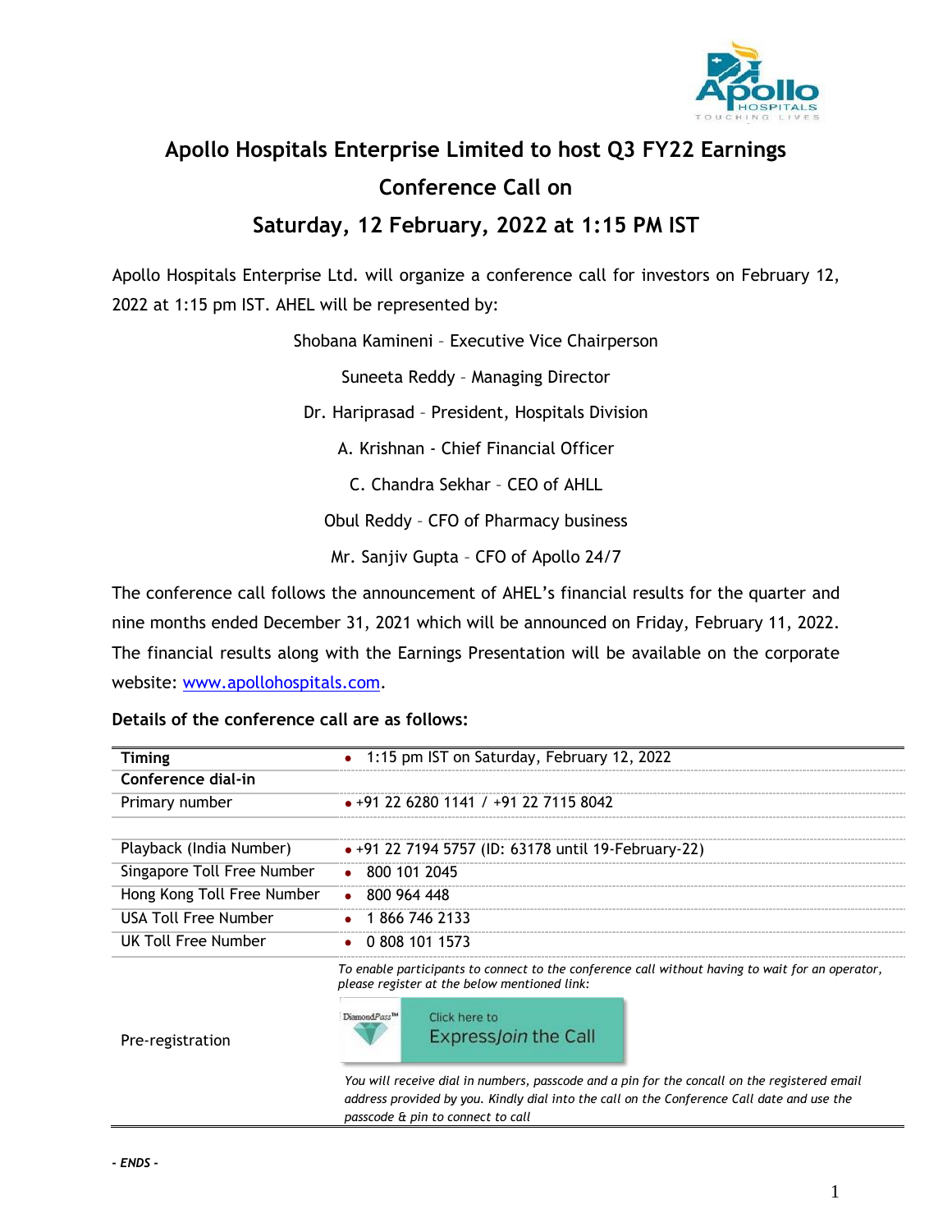# Apollo Hospitals Enterprise Limited to host Q3 FY22 Earnings Conference Call on Saturday, 12 February, 2022 at 1:15 PM IST

Apollo Hospitals Enterprise Ltd. will organize a conference call for investors on February 12, 2022 at 1:15 pm IST. AHEL will be represented by:

Shobana Kamineni – Executive Vice Chairperson

Suneeta Reddy – Managing Director

Dr. Hariprasad – President, Hospitals Division

A. Krishnan - Chief Financial Officer

C. Chandra Sekhar – CEO of AHLL

Obul Reddy – CFO of Pharmacy business

Mr. Sanjiv Gupta – CFO of Apollo 24/7

The conference call follows the announcement of AHEL's financial results for the quarter and nine months ended December 31, 2021 which will be announced on Friday, February 11, 2022. The financial results along with the Earnings Presentation will be available on the corporate website: www.apollohospitals.com.

**Details of the conference call are as follows:**

| | |
|---|---|
| **Timing** | • 1:15 pm IST on Saturday, February 12, 2022 |
| **Conference dial-in** | |
| Primary number | • +91 22 6280 1141 / +91 22 7115 8042 |
| | |
| Playback (India Number) | • +91 22 7194 5757 (ID: 63178 until 19-February-22) |
| Singapore Toll Free Number | • 800 101 2045 |
| Hong Kong Toll Free Number | • 800 964 448 |
| USA Toll Free Number | • 1 866 746 2133 |
| UK Toll Free Number | • 0 808 101 1573 |
| Pre-registration | *To enable participants to connect to the conference call without having to wait for an operator, please register at the below mentioned link:* DiamondPass™ Click here to ExpressJoin the Call *You will receive dial in numbers, passcode and a pin for the concall on the registered email address provided by you. Kindly dial into the call on the Conference Call date and use the passcode & pin to connect to call* |

***- ENDS -***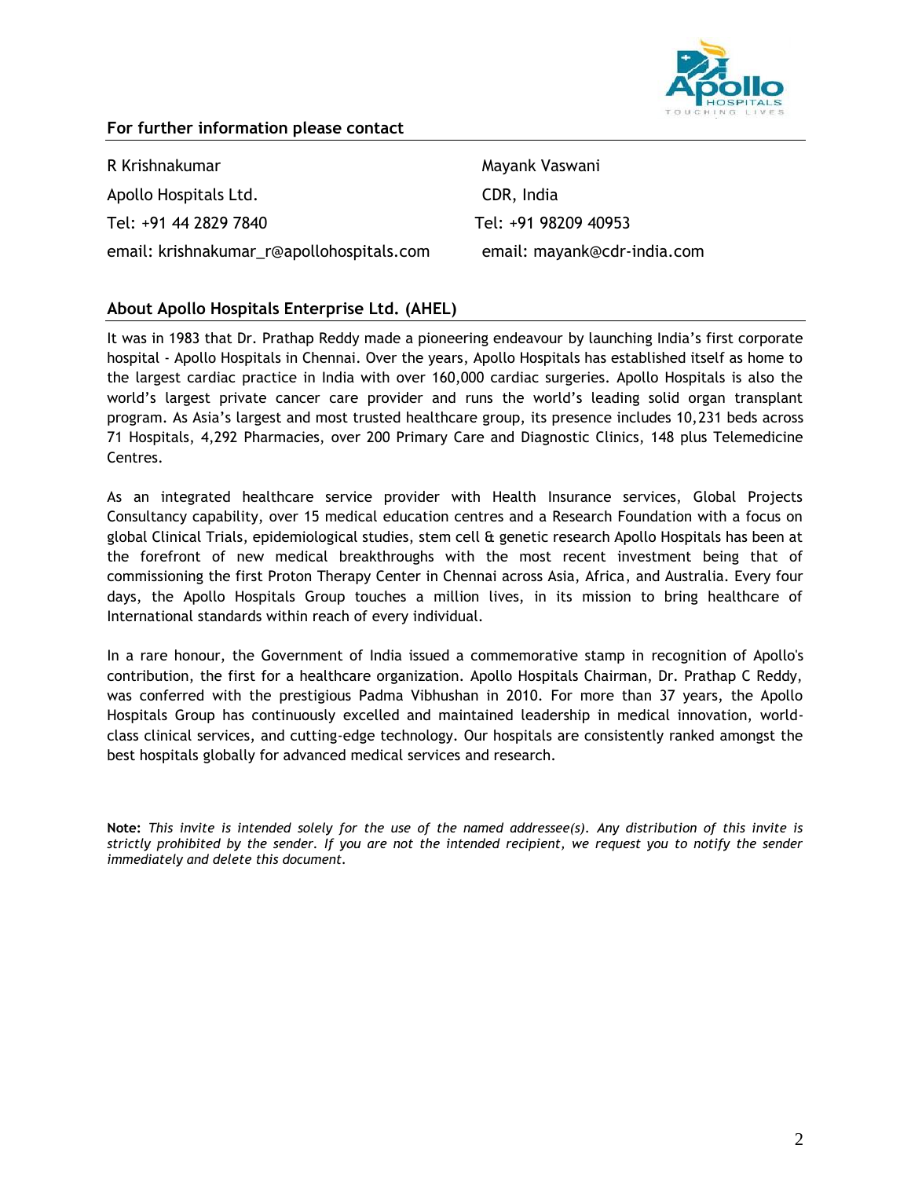## For further information please contact

| | |
|---|---|
| R Krishnakumar | Mayank Vaswani |
| Apollo Hospitals Ltd. | CDR, India |
| Tel: +91 44 2829 7840 | Tel: +91 98209 40953 |
| email: krishnakumar_r@apollohospitals.com | email: mayank@cdr-india.com |

## About Apollo Hospitals Enterprise Ltd. (AHEL)

It was in 1983 that Dr. Prathap Reddy made a pioneering endeavour by launching India's first corporate hospital - Apollo Hospitals in Chennai. Over the years, Apollo Hospitals has established itself as home to the largest cardiac practice in India with over 160,000 cardiac surgeries. Apollo Hospitals is also the world's largest private cancer care provider and runs the world's leading solid organ transplant program. As Asia's largest and most trusted healthcare group, its presence includes 10,231 beds across 71 Hospitals, 4,292 Pharmacies, over 200 Primary Care and Diagnostic Clinics, 148 plus Telemedicine Centres.

As an integrated healthcare service provider with Health Insurance services, Global Projects Consultancy capability, over 15 medical education centres and a Research Foundation with a focus on global Clinical Trials, epidemiological studies, stem cell & genetic research Apollo Hospitals has been at the forefront of new medical breakthroughs with the most recent investment being that of commissioning the first Proton Therapy Center in Chennai across Asia, Africa, and Australia. Every four days, the Apollo Hospitals Group touches a million lives, in its mission to bring healthcare of International standards within reach of every individual.

In a rare honour, the Government of India issued a commemorative stamp in recognition of Apollo's contribution, the first for a healthcare organization. Apollo Hospitals Chairman, Dr. Prathap C Reddy, was conferred with the prestigious Padma Vibhushan in 2010. For more than 37 years, the Apollo Hospitals Group has continuously excelled and maintained leadership in medical innovation, world-class clinical services, and cutting-edge technology. Our hospitals are consistently ranked amongst the best hospitals globally for advanced medical services and research.

**Note:** *This invite is intended solely for the use of the named addressee(s). Any distribution of this invite is strictly prohibited by the sender. If you are not the intended recipient, we request you to notify the sender immediately and delete this document.*